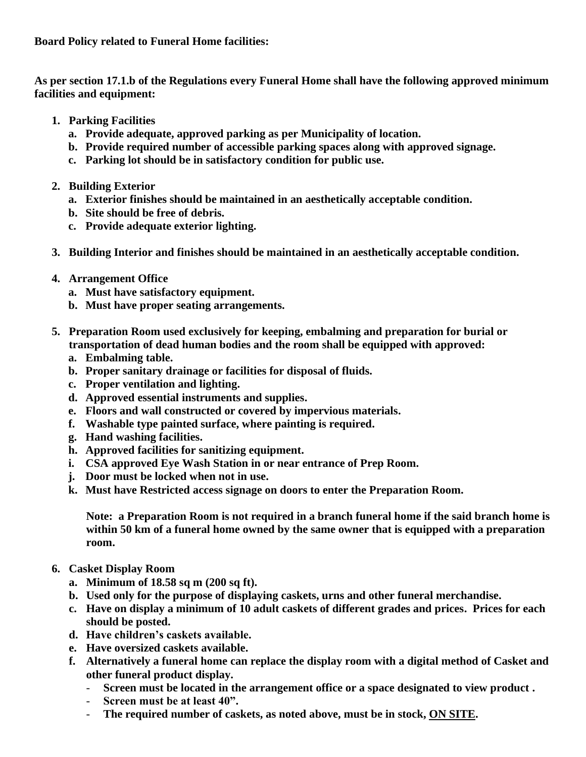**Board Policy related to Funeral Home facilities:**

**As per section 17.1.b of the Regulations every Funeral Home shall have the following approved minimum facilities and equipment:**

1. **Parking Facilities**
   a. **Provide adequate, approved parking as per Municipality of location.**
   b. **Provide required number of accessible parking spaces along with approved signage.**
   c. **Parking lot should be in satisfactory condition for public use.**

2. **Building Exterior**
   a. **Exterior finishes should be maintained in an aesthetically acceptable condition.**
   b. **Site should be free of debris.**
   c. **Provide adequate exterior lighting.**

3. **Building Interior and finishes should be maintained in an aesthetically acceptable condition.**

4. **Arrangement Office**
   a. **Must have satisfactory equipment.**
   b. **Must have proper seating arrangements.**

5. **Preparation Room used exclusively for keeping, embalming and preparation for burial or transportation of dead human bodies and the room shall be equipped with approved:**
   a. **Embalming table.**
   b. **Proper sanitary drainage or facilities for disposal of fluids.**
   c. **Proper ventilation and lighting.**
   d. **Approved essential instruments and supplies.**
   e. **Floors and wall constructed or covered by impervious materials.**
   f. **Washable type painted surface, where painting is required.**
   g. **Hand washing facilities.**
   h. **Approved facilities for sanitizing equipment.**
   i. **CSA approved Eye Wash Station in or near entrance of Prep Room.**
   j. **Door must be locked when not in use.**
   k. **Must have Restricted access signage on doors to enter the Preparation Room.**

   **Note: a Preparation Room is not required in a branch funeral home if the said branch home is within 50 km of a funeral home owned by the same owner that is equipped with a preparation room.**

6. **Casket Display Room**
   a. **Minimum of 18.58 sq m (200 sq ft).**
   b. **Used only for the purpose of displaying caskets, urns and other funeral merchandise.**
   c. **Have on display a minimum of 10 adult caskets of different grades and prices. Prices for each should be posted.**
   d. **Have children's caskets available.**
   e. **Have oversized caskets available.**
   f. **Alternatively a funeral home can replace the display room with a digital method of Casket and other funeral product display.**
      - **Screen must be located in the arrangement office or a space designated to view product .**
      - **Screen must be at least 40".**
      - **The required number of caskets, as noted above, must be in stock, <u>ON SITE</u>.**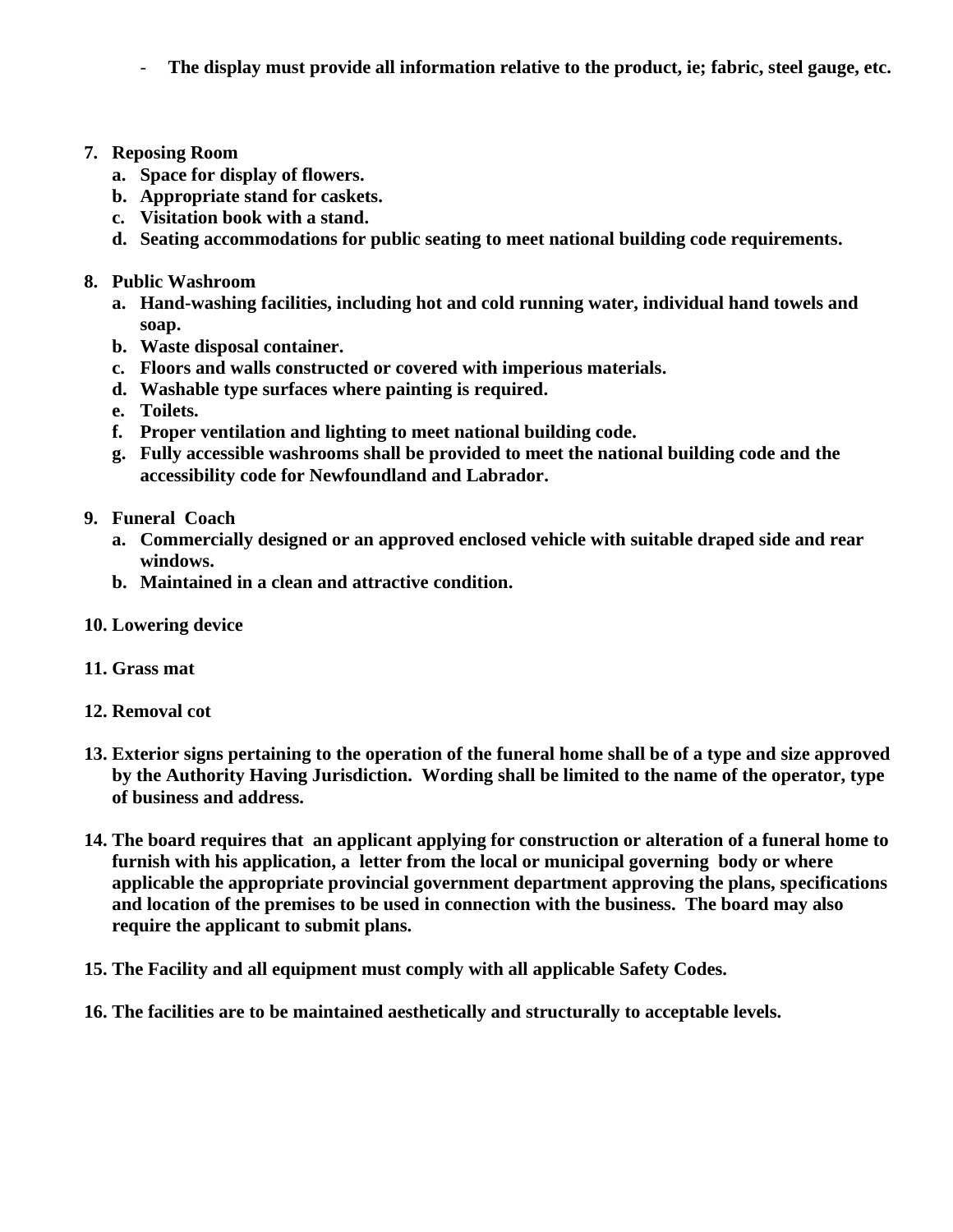- **The display must provide all information relative to the product, ie; fabric, steel gauge, etc.**

7. **Reposing Room**
   a. **Space for display of flowers.**
   b. **Appropriate stand for caskets.**
   c. **Visitation book with a stand.**
   d. **Seating accommodations for public seating to meet national building code requirements.**

8. **Public Washroom**
   a. **Hand-washing facilities, including hot and cold running water, individual hand towels and soap.**
   b. **Waste disposal container.**
   c. **Floors and walls constructed or covered with imperious materials.**
   d. **Washable type surfaces where painting is required.**
   e. **Toilets.**
   f. **Proper ventilation and lighting to meet national building code.**
   g. **Fully accessible washrooms shall be provided to meet the national building code and the accessibility code for Newfoundland and Labrador.**

9. **Funeral Coach**
   a. **Commercially designed or an approved enclosed vehicle with suitable draped side and rear windows.**
   b. **Maintained in a clean and attractive condition.**

10. **Lowering device**

11. **Grass mat**

12. **Removal cot**

13. **Exterior signs pertaining to the operation of the funeral home shall be of a type and size approved by the Authority Having Jurisdiction. Wording shall be limited to the name of the operator, type of business and address.**

14. **The board requires that an applicant applying for construction or alteration of a funeral home to furnish with his application, a letter from the local or municipal governing body or where applicable the appropriate provincial government department approving the plans, specifications and location of the premises to be used in connection with the business. The board may also require the applicant to submit plans.**

15. **The Facility and all equipment must comply with all applicable Safety Codes.**

16. **The facilities are to be maintained aesthetically and structurally to acceptable levels.**